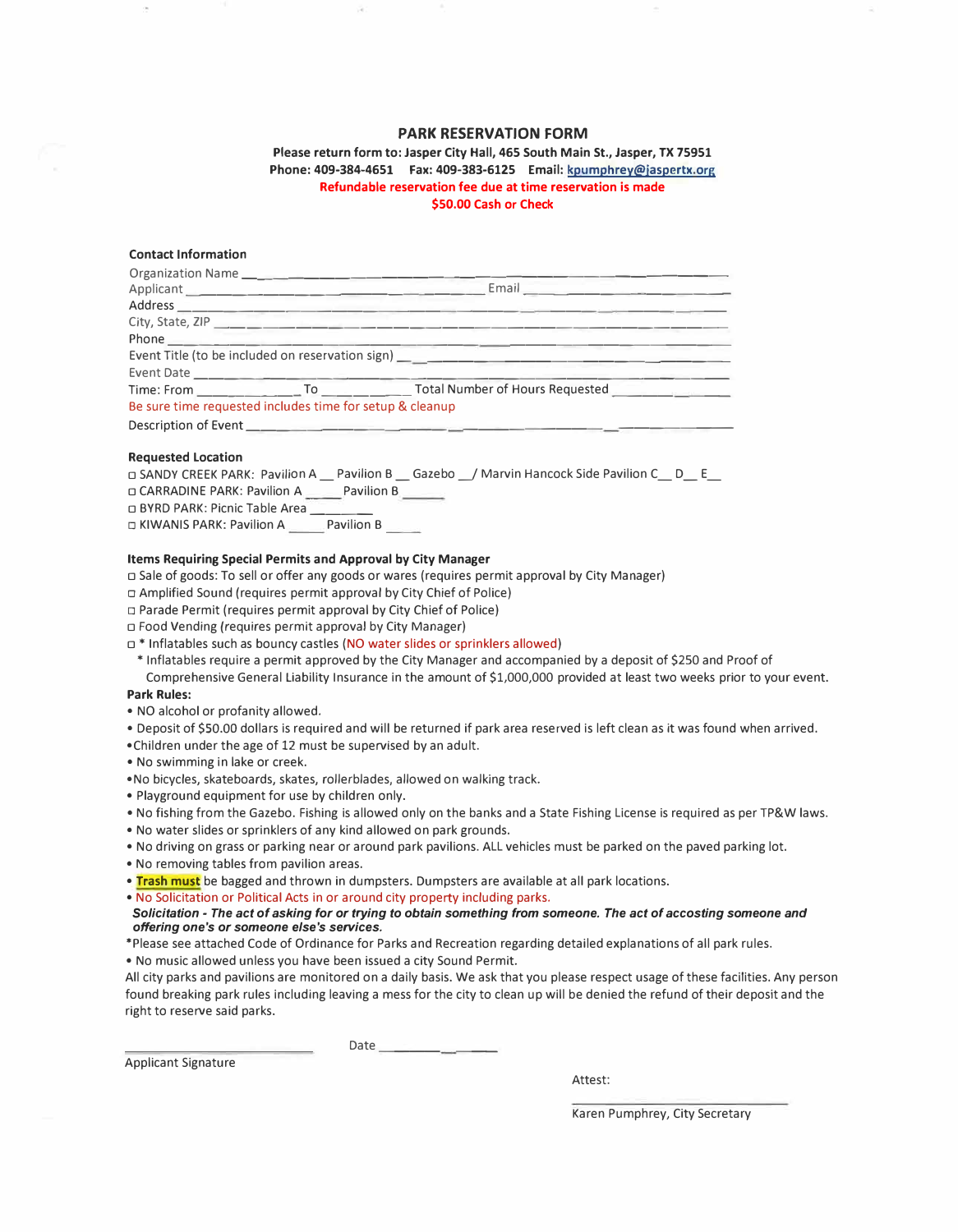# PARK RESERVATION FORM

**Please return form to: Jasper City Hall, 465 South Main St., Jasper, TX 75951**
**Phone: 409-384-4651 Fax: 409-383-6125 Email: kpumphrey@jaspertx.org**
**Refundable reservation fee due at time reservation is made**
**$50.00 Cash or Check**

**Contact Information**

Organization Name ________________________________________________

Applicant ______________________________ Email ______________________

Address _________________________________________________________

City, State, ZIP __________________________________________________

Phone __________________________________________________________

Event Title (to be included on reservation sign) ___________________________

Event Date _______________________________________________________

Time: From ______________ To ____________ Total Number of Hours Requested ____________

Be sure time requested includes time for setup & cleanup

Description of Event ______________________________________________

**Requested Location**

- ☐ SANDY CREEK PARK: Pavilion A __ Pavilion B __ Gazebo __/ Marvin Hancock Side Pavilion C__ D__ E__
- ☐ CARRADINE PARK: Pavilion A _____ Pavilion B _____
- ☐ BYRD PARK: Picnic Table Area ________
- ☐ KIWANIS PARK: Pavilion A _____ Pavilion B _____

**Items Requiring Special Permits and Approval by City Manager**

- ☐ Sale of goods: To sell or offer any goods or wares (requires permit approval by City Manager)
- ☐ Amplified Sound (requires permit approval by City Chief of Police)
- ☐ Parade Permit (requires permit approval by City Chief of Police)
- ☐ Food Vending (requires permit approval by City Manager)
- ☐ * Inflatables such as bouncy castles (NO water slides or sprinklers allowed)

\* Inflatables require a permit approved by the City Manager and accompanied by a deposit of $250 and Proof of Comprehensive General Liability Insurance in the amount of $1,000,000 provided at least two weeks prior to your event.

**Park Rules:**

- NO alcohol or profanity allowed.
- Deposit of $50.00 dollars is required and will be returned if park area reserved is left clean as it was found when arrived.
- Children under the age of 12 must be supervised by an adult.
- No swimming in lake or creek.
- No bicycles, skateboards, skates, rollerblades, allowed on walking track.
- Playground equipment for use by children only.
- No fishing from the Gazebo. Fishing is allowed only on the banks and a State Fishing License is required as per TP&W laws.
- No water slides or sprinklers of any kind allowed on park grounds.
- No driving on grass or parking near or around park pavilions. ALL vehicles must be parked on the paved parking lot.
- No removing tables from pavilion areas.
- **Trash must** be bagged and thrown in dumpsters. Dumpsters are available at all park locations.
- No Solicitation or Political Acts in or around city property including parks.

***Solicitation - The act of asking for or trying to obtain something from someone. The act of accosting someone and offering one's or someone else's services.***

*Please see attached Code of Ordinance for Parks and Recreation regarding detailed explanations of all park rules.

- No music allowed unless you have been issued a city Sound Permit.

All city parks and pavilions are monitored on a daily basis. We ask that you please respect usage of these facilities. Any person found breaking park rules including leaving a mess for the city to clean up will be denied the refund of their deposit and the right to reserve said parks.

______________________ Date ____________

Applicant Signature

Attest:

______________________

Karen Pumphrey, City Secretary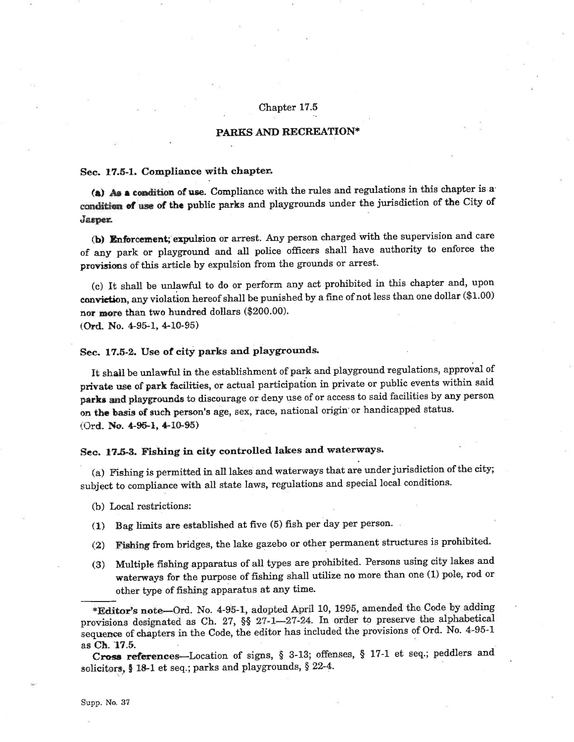# Chapter 17.5

## PARKS AND RECREATION*

### Sec. 17.5-1. Compliance with chapter.

**(a) As a condition of use.** Compliance with the rules and regulations in this chapter is a condition of use of the public parks and playgrounds under the jurisdiction of the City of Jasper.

**(b) Enforcement; expulsion or arrest.** Any person charged with the supervision and care of any park or playground and all police officers shall have authority to enforce the provisions of this article by expulsion from the grounds or arrest.

(c) It shall be unlawful to do or perform any act prohibited in this chapter and, upon conviction, any violation hereof shall be punished by a fine of not less than one dollar ($1.00) nor more than two hundred dollars ($200.00).
(Ord. No. 4-95-1, 4-10-95)

### Sec. 17.5-2. Use of city parks and playgrounds.

It shall be unlawful in the establishment of park and playground regulations, approval of private use of park facilities, or actual participation in private or public events within said parks and playgrounds to discourage or deny use of or access to said facilities by any person on the basis of such person's age, sex, race, national origin or handicapped status.
(Ord. No. 4-95-1, 4-10-95)

### Sec. 17.5-3. Fishing in city controlled lakes and waterways.

(a) Fishing is permitted in all lakes and waterways that are under jurisdiction of the city; subject to compliance with all state laws, regulations and special local conditions.

(b) Local restrictions:

(1) Bag limits are established at five (5) fish per day per person.

(2) Fishing from bridges, the lake gazebo or other permanent structures is prohibited.

(3) Multiple fishing apparatus of all types are prohibited. Persons using city lakes and waterways for the purpose of fishing shall utilize no more than one (1) pole, rod or other type of fishing apparatus at any time.

---

***Editor's note**—Ord. No. 4-95-1, adopted April 10, 1995, amended the Code by adding provisions designated as Ch. 27, §§ 27-1—27-24. In order to preserve the alphabetical sequence of chapters in the Code, the editor has included the provisions of Ord. No. 4-95-1 as Ch. 17.5.

**Cross references**—Location of signs, § 3-13; offenses, § 17-1 et seq.; peddlers and solicitors, § 18-1 et seq.; parks and playgrounds, § 22-4.

Supp. No. 37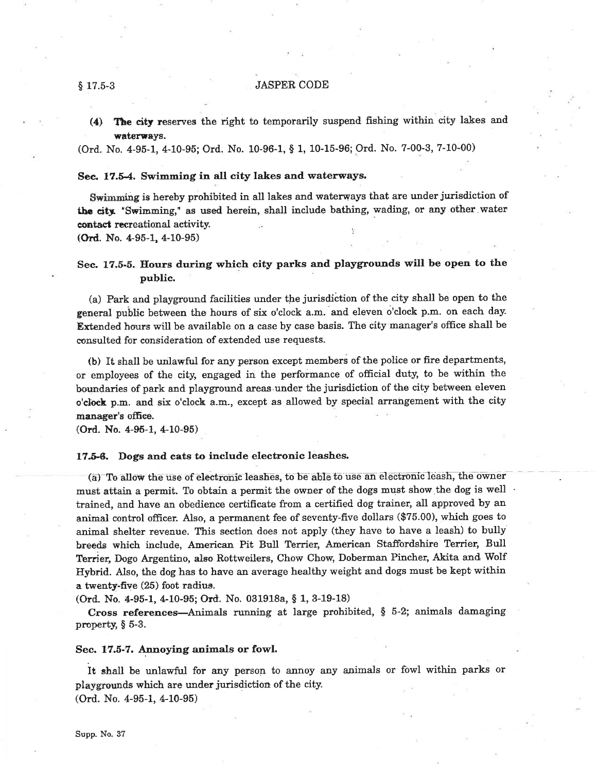(4) The city reserves the right to temporarily suspend fishing within city lakes and waterways.

(Ord. No. 4-95-1, 4-10-95; Ord. No. 10-96-1, § 1, 10-15-96; Ord. No. 7-00-3, 7-10-00)

### Sec. 17.5-4. Swimming in all city lakes and waterways.

Swimming is hereby prohibited in all lakes and waterways that are under jurisdiction of the city. "Swimming," as used herein, shall include bathing, wading, or any other water contact recreational activity.

(Ord. No. 4-95-1, 4-10-95)

### Sec. 17.5-5. Hours during which city parks and playgrounds will be open to the public.

(a) Park and playground facilities under the jurisdiction of the city shall be open to the general public between the hours of six o'clock a.m. and eleven o'clock p.m. on each day. Extended hours will be available on a case by case basis. The city manager's office shall be consulted for consideration of extended use requests.

(b) It shall be unlawful for any person except members of the police or fire departments, or employees of the city, engaged in the performance of official duty, to be within the boundaries of park and playground areas under the jurisdiction of the city between eleven o'clock p.m. and six o'clock a.m., except as allowed by special arrangement with the city manager's office.

(Ord. No. 4-95-1, 4-10-95)

### 17.5-6. Dogs and cats to include electronic leashes.

(a) To allow the use of electronic leashes, to be able to use an electronic leash, the owner must attain a permit. To obtain a permit the owner of the dogs must show the dog is well trained, and have an obedience certificate from a certified dog trainer, all approved by an animal control officer. Also, a permanent fee of seventy-five dollars ($75.00), which goes to animal shelter revenue. This section does not apply (they have to have a leash) to bully breeds which include, American Pit Bull Terrier, American Staffordshire Terrier, Bull Terrier, Dogo Argentino, also Rottweilers, Chow Chow, Doberman Pincher, Akita and Wolf Hybrid. Also, the dog has to have an average healthy weight and dogs must be kept within a twenty-five (25) foot radius.

(Ord. No. 4-95-1, 4-10-95; Ord. No. 031918a, § 1, 3-19-18)

**Cross references**—Animals running at large prohibited, § 5-2; animals damaging property, § 5-3.

### Sec. 17.5-7. Annoying animals or fowl.

It shall be unlawful for any person to annoy any animals or fowl within parks or playgrounds which are under jurisdiction of the city.

(Ord. No. 4-95-1, 4-10-95)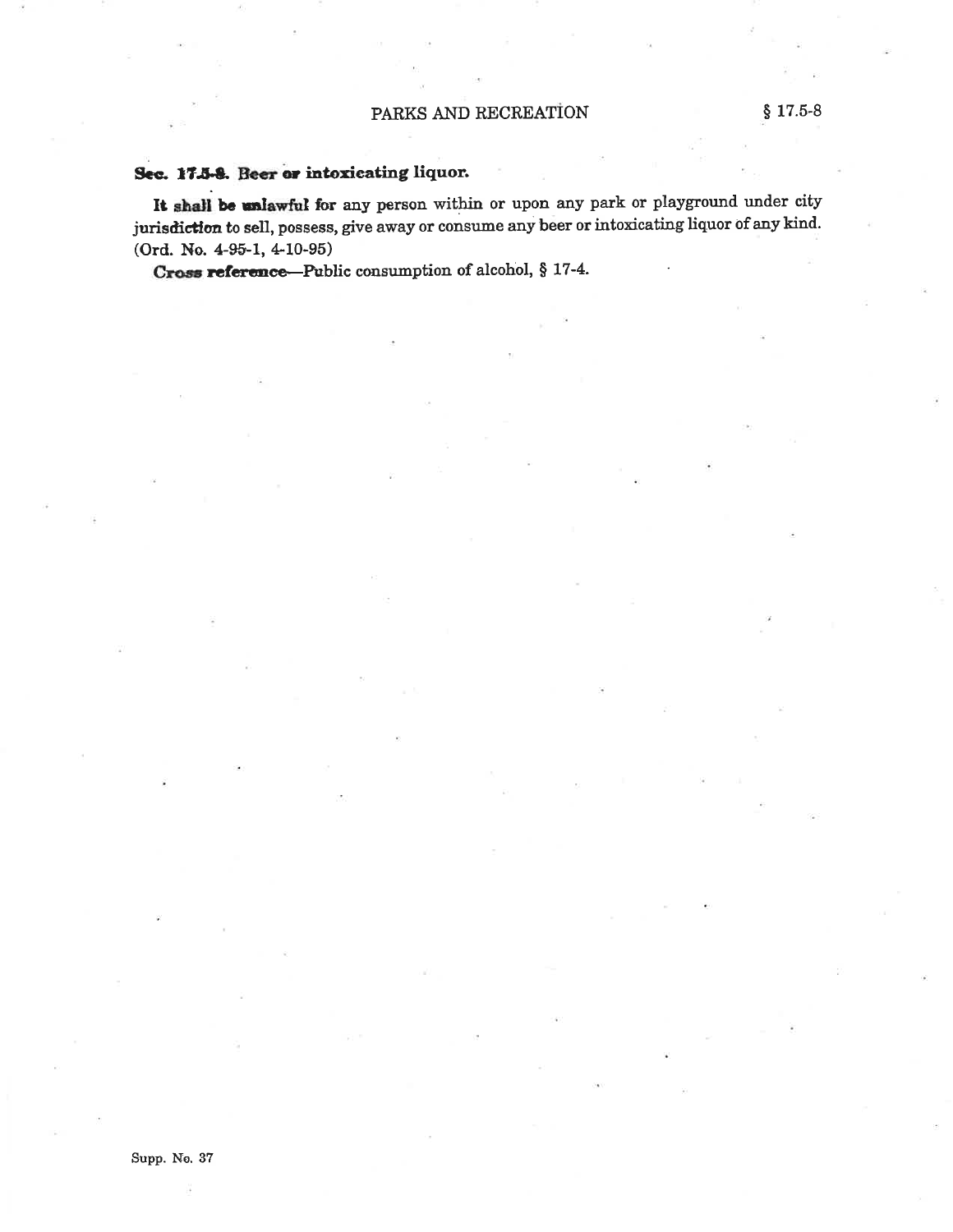**Sec. 17.5-8. Beer or intoxicating liquor.**

**It shall be unlawful for** any person within or upon any park or playground under city jurisdiction to sell, possess, give away or consume any beer or intoxicating liquor of any kind. (Ord. No. 4-95-1, 4-10-95)

**Cross reference**—Public consumption of alcohol, § 17-4.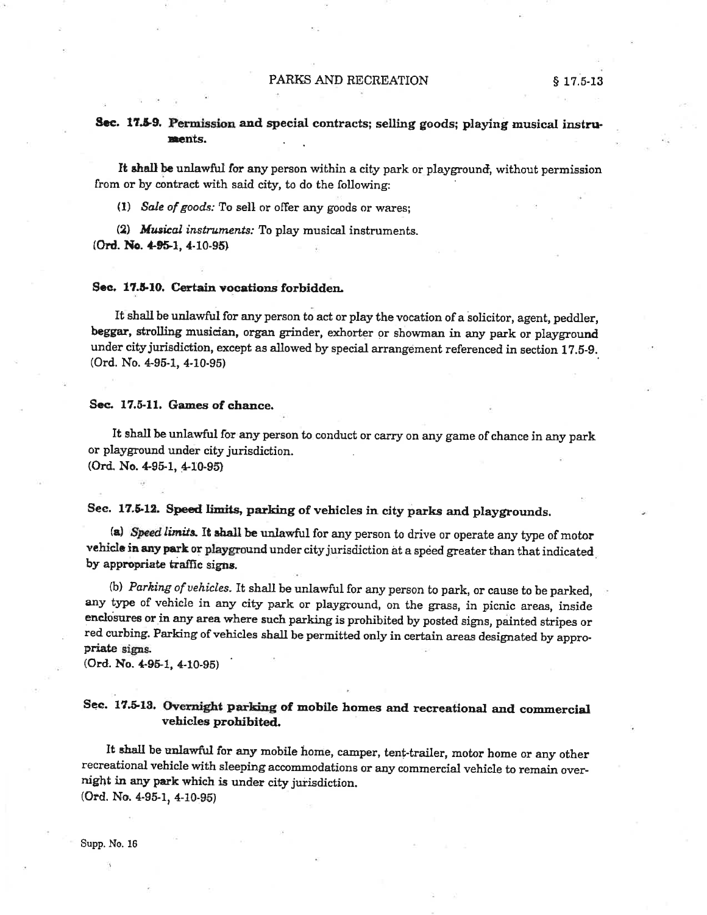### Sec. 17.5-9. Permission and special contracts; selling goods; playing musical instruments.

It shall be unlawful for any person within a city park or playground, without permission from or by contract with said city, to do the following:

(1) *Sale of goods:* To sell or offer any goods or wares;

(2) *Musical instruments:* To play musical instruments.
(Ord. No. 4-95-1, 4-10-95)

### Sec. 17.5-10. Certain vocations forbidden.

It shall be unlawful for any person to act or play the vocation of a solicitor, agent, peddler, beggar, strolling musician, organ grinder, exhorter or showman in any park or playground under city jurisdiction, except as allowed by special arrangement referenced in section 17.5-9.
(Ord. No. 4-95-1, 4-10-95)

### Sec. 17.5-11. Games of chance.

It shall be unlawful for any person to conduct or carry on any game of chance in any park or playground under city jurisdiction.
(Ord. No. 4-95-1, 4-10-95)

### Sec. 17.5-12. Speed limits, parking of vehicles in city parks and playgrounds.

(a) *Speed limits.* It shall be unlawful for any person to drive or operate any type of motor vehicle in any park or playground under city jurisdiction at a speed greater than that indicated by appropriate traffic signs.

(b) *Parking of vehicles.* It shall be unlawful for any person to park, or cause to be parked, any type of vehicle in any city park or playground, on the grass, in picnic areas, inside enclosures or in any area where such parking is prohibited by posted signs, painted stripes or red curbing. Parking of vehicles shall be permitted only in certain areas designated by appropriate signs.
(Ord. No. 4-95-1, 4-10-95)

### Sec. 17.5-13. Overnight parking of mobile homes and recreational and commercial vehicles prohibited.

It shall be unlawful for any mobile home, camper, tent-trailer, motor home or any other recreational vehicle with sleeping accommodations or any commercial vehicle to remain overnight in any park which is under city jurisdiction.
(Ord. No. 4-95-1, 4-10-95)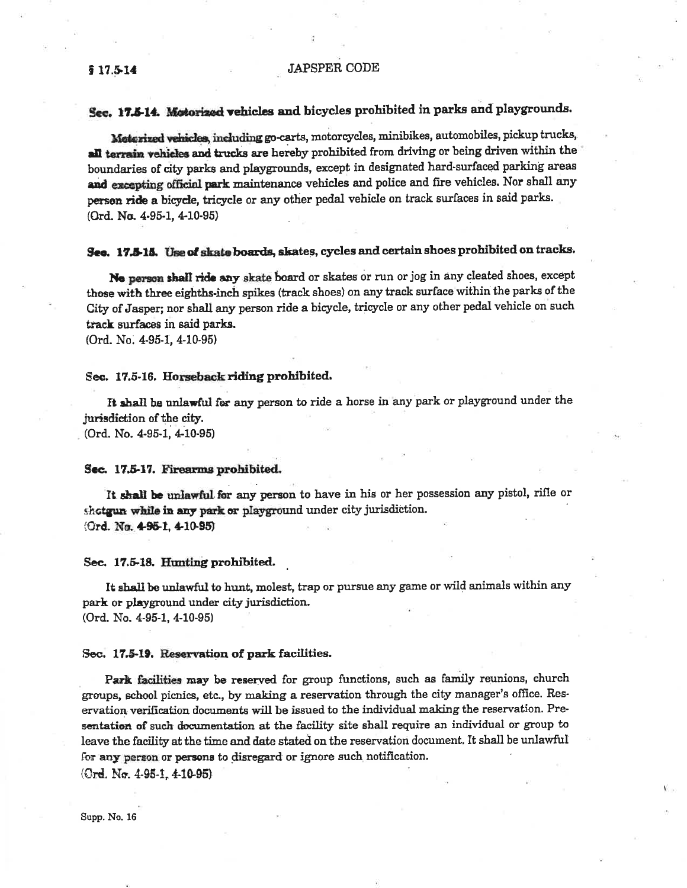## Sec. 17.5-14. Motorized vehicles and bicycles prohibited in parks and playgrounds.

Motorized vehicles, including go-carts, motorcycles, minibikes, automobiles, pickup trucks, all terrain vehicles and trucks are hereby prohibited from driving or being driven within the boundaries of city parks and playgrounds, except in designated hard-surfaced parking areas and excepting official park maintenance vehicles and police and fire vehicles. Nor shall any person ride a bicycle, tricycle or any other pedal vehicle on track surfaces in said parks.
(Ord. No. 4-95-1, 4-10-95)

## Sec. 17.5-15. Use of skate boards, skates, cycles and certain shoes prohibited on tracks.

No person shall ride any skate board or skates or run or jog in any cleated shoes, except those with three eighths-inch spikes (track shoes) on any track surface within the parks of the City of Jasper; nor shall any person ride a bicycle, tricycle or any other pedal vehicle on such track surfaces in said parks.
(Ord. No. 4-95-1, 4-10-95)

## Sec. 17.5-16. Horseback riding prohibited.

It shall be unlawful for any person to ride a horse in any park or playground under the jurisdiction of the city.
(Ord. No. 4-95-1, 4-10-95)

## Sec. 17.5-17. Firearms prohibited.

It shall be unlawful for any person to have in his or her possession any pistol, rifle or shotgun while in any park or playground under city jurisdiction.
(Ord. No. 4-95-1, 4-10-95)

## Sec. 17.5-18. Hunting prohibited.

It shall be unlawful to hunt, molest, trap or pursue any game or wild animals within any park or playground under city jurisdiction.
(Ord. No. 4-95-1, 4-10-95)

## Sec. 17.5-19. Reservation of park facilities.

Park facilities may be reserved for group functions, such as family reunions, church groups, school picnics, etc., by making a reservation through the city manager's office. Reservation verification documents will be issued to the individual making the reservation. Presentation of such documentation at the facility site shall require an individual or group to leave the facility at the time and date stated on the reservation document. It shall be unlawful for any person or persons to disregard or ignore such notification.
(Ord. No. 4-95-1, 4-10-95)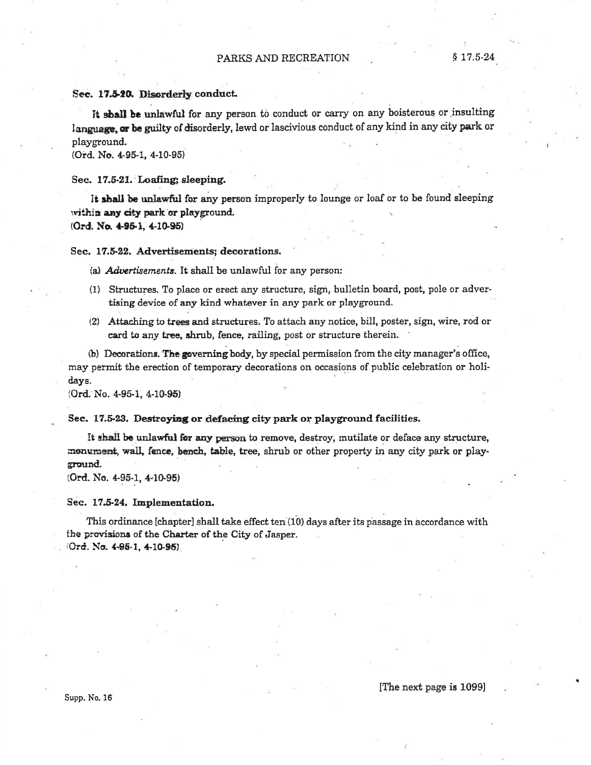### Sec. 17.5-20. Disorderly conduct.

It shall be unlawful for any person to conduct or carry on any boisterous or insulting language, or be guilty of disorderly, lewd or lascivious conduct of any kind in any city park or playground.

(Ord. No. 4-95-1, 4-10-95)

### Sec. 17.5-21. Loafing; sleeping.

It shall be unlawful for any person improperly to lounge or loaf or to be found sleeping within any city park or playground.

(Ord. No. 4-95-1, 4-10-95)

### Sec. 17.5-22. Advertisements; decorations.

(a) *Advertisements.* It shall be unlawful for any person:

(1) Structures. To place or erect any structure, sign, bulletin board, post, pole or advertising device of any kind whatever in any park or playground.

(2) Attaching to trees and structures. To attach any notice, bill, poster, sign, wire, rod or card to any tree, shrub, fence, railing, post or structure therein.

(b) Decorations. The governing body, by special permission from the city manager's office, may permit the erection of temporary decorations on occasions of public celebration or holidays.

(Ord. No. 4-95-1, 4-10-95)

### Sec. 17.5-23. Destroying or defacing city park or playground facilities.

It shall be unlawful for any person to remove, destroy, mutilate or deface any structure, monument, wall, fence, bench, table, tree, shrub or other property in any city park or playground.

(Ord. No. 4-95-1, 4-10-95)

### Sec. 17.5-24. Implementation.

This ordinance [chapter] shall take effect ten (10) days after its passage in accordance with the provisions of the Charter of the City of Jasper.

(Ord. No. 4-95-1, 4-10-95)

[The next page is 1099]